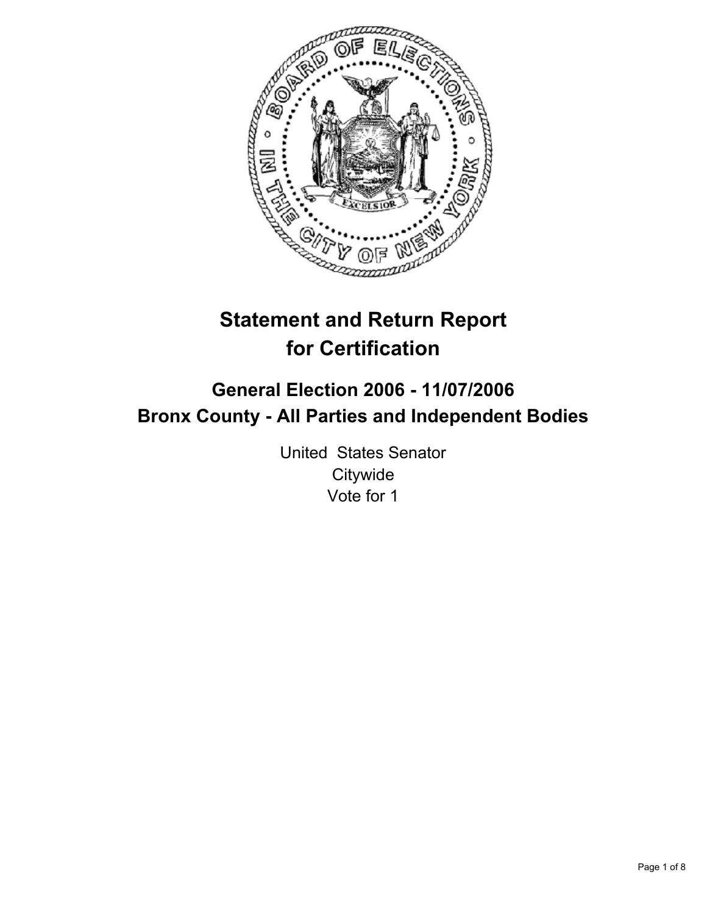# Statement and Return Report for Certification

## General Election 2006 - 11/07/2006
## Bronx County - All Parties and Independent Bodies

United States Senator
Citywide
Vote for 1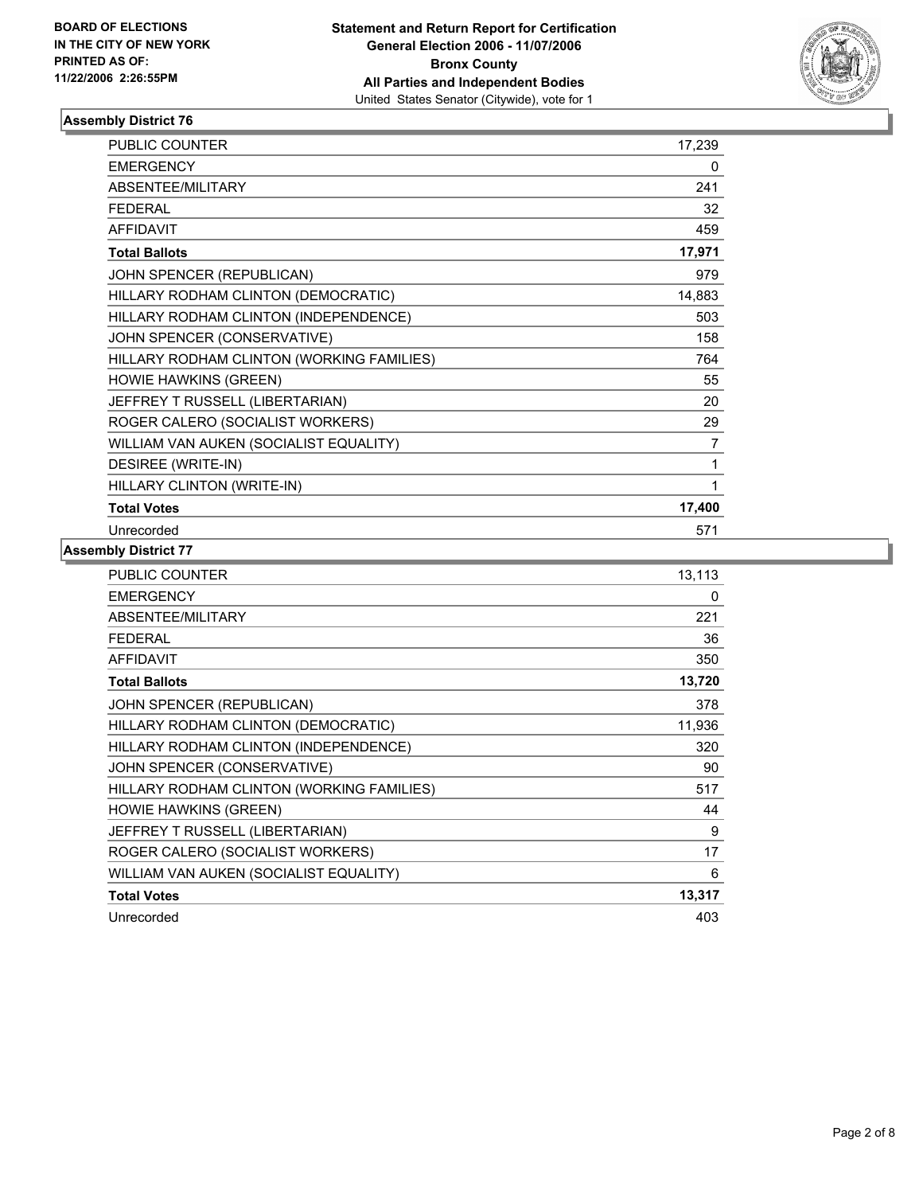BOARD OF ELECTIONS
IN THE CITY OF NEW YORK
PRINTED AS OF:
11/22/2006 2:26:55PM

**Statement and Return Report for Certification**
**General Election 2006 - 11/07/2006**
**Bronx County**
**All Parties and Independent Bodies**
United States Senator (Citywide), vote for 1

### Assembly District 76

| | |
|---|---|
| PUBLIC COUNTER | 17,239 |
| EMERGENCY | 0 |
| ABSENTEE/MILITARY | 241 |
| FEDERAL | 32 |
| AFFIDAVIT | 459 |
| **Total Ballots** | **17,971** |
| JOHN SPENCER (REPUBLICAN) | 979 |
| HILLARY RODHAM CLINTON (DEMOCRATIC) | 14,883 |
| HILLARY RODHAM CLINTON (INDEPENDENCE) | 503 |
| JOHN SPENCER (CONSERVATIVE) | 158 |
| HILLARY RODHAM CLINTON (WORKING FAMILIES) | 764 |
| HOWIE HAWKINS (GREEN) | 55 |
| JEFFREY T RUSSELL (LIBERTARIAN) | 20 |
| ROGER CALERO (SOCIALIST WORKERS) | 29 |
| WILLIAM VAN AUKEN (SOCIALIST EQUALITY) | 7 |
| DESIREE (WRITE-IN) | 1 |
| HILLARY CLINTON (WRITE-IN) | 1 |
| **Total Votes** | **17,400** |
| Unrecorded | 571 |

### Assembly District 77

| | |
|---|---|
| PUBLIC COUNTER | 13,113 |
| EMERGENCY | 0 |
| ABSENTEE/MILITARY | 221 |
| FEDERAL | 36 |
| AFFIDAVIT | 350 |
| **Total Ballots** | **13,720** |
| JOHN SPENCER (REPUBLICAN) | 378 |
| HILLARY RODHAM CLINTON (DEMOCRATIC) | 11,936 |
| HILLARY RODHAM CLINTON (INDEPENDENCE) | 320 |
| JOHN SPENCER (CONSERVATIVE) | 90 |
| HILLARY RODHAM CLINTON (WORKING FAMILIES) | 517 |
| HOWIE HAWKINS (GREEN) | 44 |
| JEFFREY T RUSSELL (LIBERTARIAN) | 9 |
| ROGER CALERO (SOCIALIST WORKERS) | 17 |
| WILLIAM VAN AUKEN (SOCIALIST EQUALITY) | 6 |
| **Total Votes** | **13,317** |
| Unrecorded | 403 |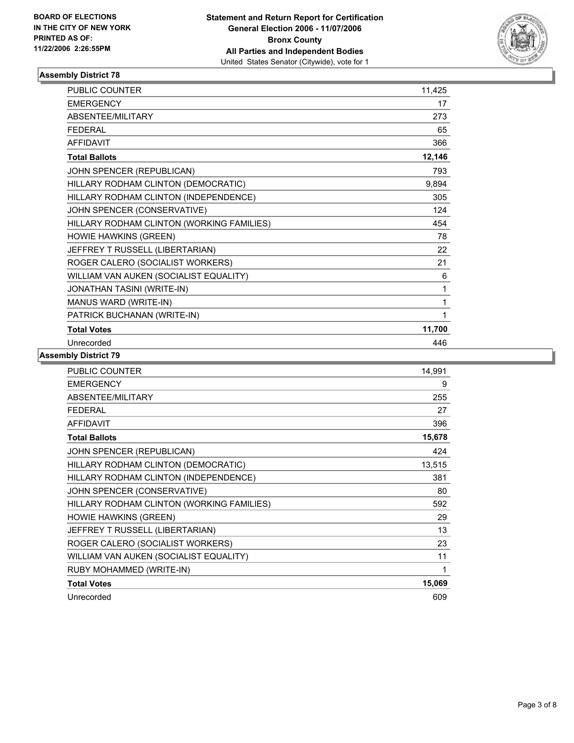**BOARD OF ELECTIONS IN THE CITY OF NEW YORK**
**PRINTED AS OF: 11/22/2006 2:26:55PM**

**Statement and Return Report for Certification**
**General Election 2006 - 11/07/2006**
**Bronx County**
**All Parties and Independent Bodies**
United States Senator (Citywide), vote for 1

### Assembly District 78

| | |
|---|---|
| PUBLIC COUNTER | 11,425 |
| EMERGENCY | 17 |
| ABSENTEE/MILITARY | 273 |
| FEDERAL | 65 |
| AFFIDAVIT | 366 |
| **Total Ballots** | **12,146** |
| JOHN SPENCER (REPUBLICAN) | 793 |
| HILLARY RODHAM CLINTON (DEMOCRATIC) | 9,894 |
| HILLARY RODHAM CLINTON (INDEPENDENCE) | 305 |
| JOHN SPENCER (CONSERVATIVE) | 124 |
| HILLARY RODHAM CLINTON (WORKING FAMILIES) | 454 |
| HOWIE HAWKINS (GREEN) | 78 |
| JEFFREY T RUSSELL (LIBERTARIAN) | 22 |
| ROGER CALERO (SOCIALIST WORKERS) | 21 |
| WILLIAM VAN AUKEN (SOCIALIST EQUALITY) | 6 |
| JONATHAN TASINI (WRITE-IN) | 1 |
| MANUS WARD (WRITE-IN) | 1 |
| PATRICK BUCHANAN (WRITE-IN) | 1 |
| **Total Votes** | **11,700** |
| Unrecorded | 446 |

### Assembly District 79

| | |
|---|---|
| PUBLIC COUNTER | 14,991 |
| EMERGENCY | 9 |
| ABSENTEE/MILITARY | 255 |
| FEDERAL | 27 |
| AFFIDAVIT | 396 |
| **Total Ballots** | **15,678** |
| JOHN SPENCER (REPUBLICAN) | 424 |
| HILLARY RODHAM CLINTON (DEMOCRATIC) | 13,515 |
| HILLARY RODHAM CLINTON (INDEPENDENCE) | 381 |
| JOHN SPENCER (CONSERVATIVE) | 80 |
| HILLARY RODHAM CLINTON (WORKING FAMILIES) | 592 |
| HOWIE HAWKINS (GREEN) | 29 |
| JEFFREY T RUSSELL (LIBERTARIAN) | 13 |
| ROGER CALERO (SOCIALIST WORKERS) | 23 |
| WILLIAM VAN AUKEN (SOCIALIST EQUALITY) | 11 |
| RUBY MOHAMMED (WRITE-IN) | 1 |
| **Total Votes** | **15,069** |
| Unrecorded | 609 |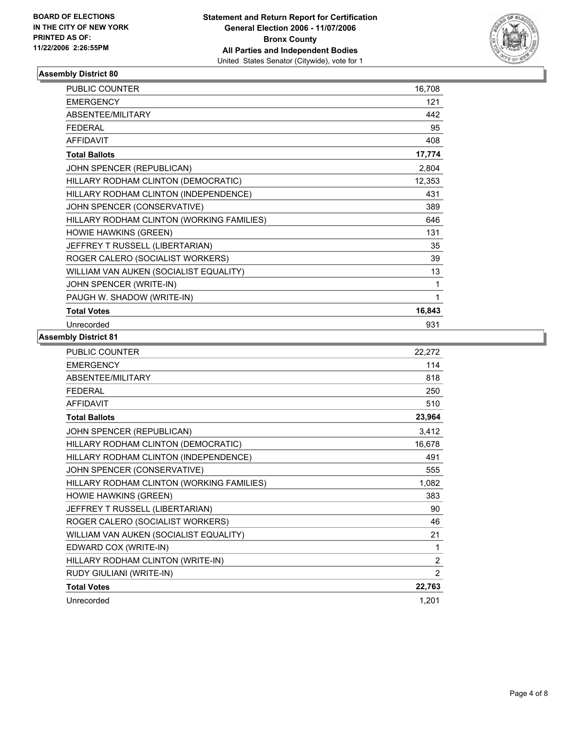**BOARD OF ELECTIONS IN THE CITY OF NEW YORK PRINTED AS OF: 11/22/2006 2:26:55PM**

**Statement and Return Report for Certification General Election 2006 - 11/07/2006 Bronx County All Parties and Independent Bodies**
United States Senator (Citywide), vote for 1

### Assembly District 80

| | |
|---|---|
| PUBLIC COUNTER | 16,708 |
| EMERGENCY | 121 |
| ABSENTEE/MILITARY | 442 |
| FEDERAL | 95 |
| AFFIDAVIT | 408 |
| **Total Ballots** | **17,774** |
| JOHN SPENCER (REPUBLICAN) | 2,804 |
| HILLARY RODHAM CLINTON (DEMOCRATIC) | 12,353 |
| HILLARY RODHAM CLINTON (INDEPENDENCE) | 431 |
| JOHN SPENCER (CONSERVATIVE) | 389 |
| HILLARY RODHAM CLINTON (WORKING FAMILIES) | 646 |
| HOWIE HAWKINS (GREEN) | 131 |
| JEFFREY T RUSSELL (LIBERTARIAN) | 35 |
| ROGER CALERO (SOCIALIST WORKERS) | 39 |
| WILLIAM VAN AUKEN (SOCIALIST EQUALITY) | 13 |
| JOHN SPENCER (WRITE-IN) | 1 |
| PAUGH W. SHADOW (WRITE-IN) | 1 |
| **Total Votes** | **16,843** |
| Unrecorded | 931 |

### Assembly District 81

| | |
|---|---|
| PUBLIC COUNTER | 22,272 |
| EMERGENCY | 114 |
| ABSENTEE/MILITARY | 818 |
| FEDERAL | 250 |
| AFFIDAVIT | 510 |
| **Total Ballots** | **23,964** |
| JOHN SPENCER (REPUBLICAN) | 3,412 |
| HILLARY RODHAM CLINTON (DEMOCRATIC) | 16,678 |
| HILLARY RODHAM CLINTON (INDEPENDENCE) | 491 |
| JOHN SPENCER (CONSERVATIVE) | 555 |
| HILLARY RODHAM CLINTON (WORKING FAMILIES) | 1,082 |
| HOWIE HAWKINS (GREEN) | 383 |
| JEFFREY T RUSSELL (LIBERTARIAN) | 90 |
| ROGER CALERO (SOCIALIST WORKERS) | 46 |
| WILLIAM VAN AUKEN (SOCIALIST EQUALITY) | 21 |
| EDWARD COX (WRITE-IN) | 1 |
| HILLARY RODHAM CLINTON (WRITE-IN) | 2 |
| RUDY GIULIANI (WRITE-IN) | 2 |
| **Total Votes** | **22,763** |
| Unrecorded | 1,201 |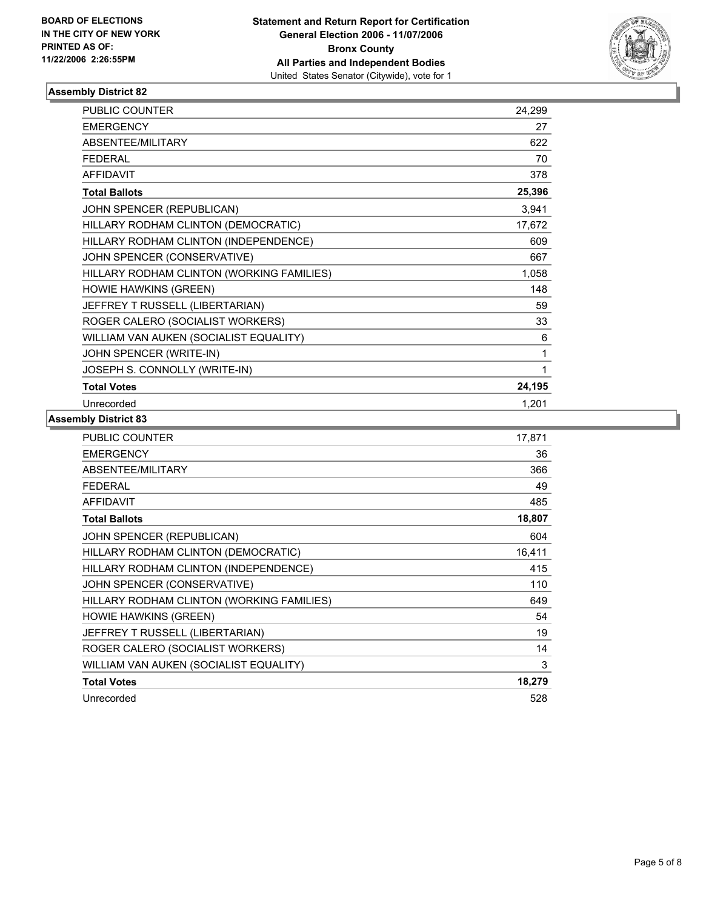**BOARD OF ELECTIONS IN THE CITY OF NEW YORK PRINTED AS OF: 11/22/2006 2:26:55PM**

**Statement and Return Report for Certification**
**General Election 2006 - 11/07/2006**
**Bronx County**
**All Parties and Independent Bodies**
United States Senator (Citywide), vote for 1

### Assembly District 82

| | |
|---|---|
| PUBLIC COUNTER | 24,299 |
| EMERGENCY | 27 |
| ABSENTEE/MILITARY | 622 |
| FEDERAL | 70 |
| AFFIDAVIT | 378 |
| **Total Ballots** | **25,396** |
| JOHN SPENCER (REPUBLICAN) | 3,941 |
| HILLARY RODHAM CLINTON (DEMOCRATIC) | 17,672 |
| HILLARY RODHAM CLINTON (INDEPENDENCE) | 609 |
| JOHN SPENCER (CONSERVATIVE) | 667 |
| HILLARY RODHAM CLINTON (WORKING FAMILIES) | 1,058 |
| HOWIE HAWKINS (GREEN) | 148 |
| JEFFREY T RUSSELL (LIBERTARIAN) | 59 |
| ROGER CALERO (SOCIALIST WORKERS) | 33 |
| WILLIAM VAN AUKEN (SOCIALIST EQUALITY) | 6 |
| JOHN SPENCER (WRITE-IN) | 1 |
| JOSEPH S. CONNOLLY (WRITE-IN) | 1 |
| **Total Votes** | **24,195** |
| Unrecorded | 1,201 |

### Assembly District 83

| | |
|---|---|
| PUBLIC COUNTER | 17,871 |
| EMERGENCY | 36 |
| ABSENTEE/MILITARY | 366 |
| FEDERAL | 49 |
| AFFIDAVIT | 485 |
| **Total Ballots** | **18,807** |
| JOHN SPENCER (REPUBLICAN) | 604 |
| HILLARY RODHAM CLINTON (DEMOCRATIC) | 16,411 |
| HILLARY RODHAM CLINTON (INDEPENDENCE) | 415 |
| JOHN SPENCER (CONSERVATIVE) | 110 |
| HILLARY RODHAM CLINTON (WORKING FAMILIES) | 649 |
| HOWIE HAWKINS (GREEN) | 54 |
| JEFFREY T RUSSELL (LIBERTARIAN) | 19 |
| ROGER CALERO (SOCIALIST WORKERS) | 14 |
| WILLIAM VAN AUKEN (SOCIALIST EQUALITY) | 3 |
| **Total Votes** | **18,279** |
| Unrecorded | 528 |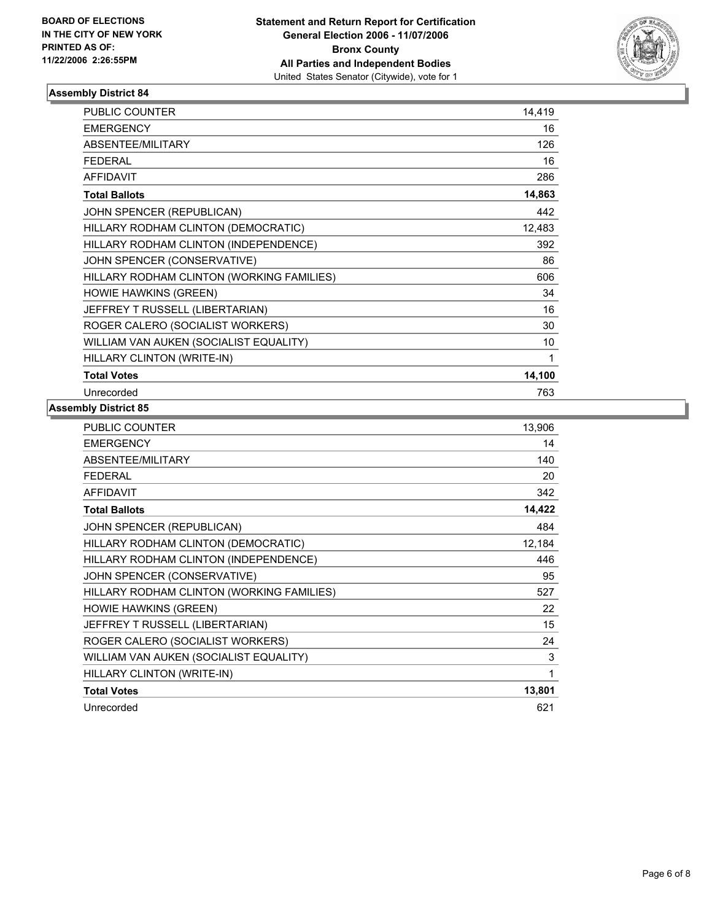**BOARD OF ELECTIONS IN THE CITY OF NEW YORK PRINTED AS OF: 11/22/2006 2:26:55PM**

**Statement and Return Report for Certification General Election 2006 - 11/07/2006 Bronx County All Parties and Independent Bodies**
United States Senator (Citywide), vote for 1

## Assembly District 84

| | |
|---|---|
| PUBLIC COUNTER | 14,419 |
| EMERGENCY | 16 |
| ABSENTEE/MILITARY | 126 |
| FEDERAL | 16 |
| AFFIDAVIT | 286 |
| **Total Ballots** | **14,863** |
| JOHN SPENCER (REPUBLICAN) | 442 |
| HILLARY RODHAM CLINTON (DEMOCRATIC) | 12,483 |
| HILLARY RODHAM CLINTON (INDEPENDENCE) | 392 |
| JOHN SPENCER (CONSERVATIVE) | 86 |
| HILLARY RODHAM CLINTON (WORKING FAMILIES) | 606 |
| HOWIE HAWKINS (GREEN) | 34 |
| JEFFREY T RUSSELL (LIBERTARIAN) | 16 |
| ROGER CALERO (SOCIALIST WORKERS) | 30 |
| WILLIAM VAN AUKEN (SOCIALIST EQUALITY) | 10 |
| HILLARY CLINTON (WRITE-IN) | 1 |
| **Total Votes** | **14,100** |
| Unrecorded | 763 |

## Assembly District 85

| | |
|---|---|
| PUBLIC COUNTER | 13,906 |
| EMERGENCY | 14 |
| ABSENTEE/MILITARY | 140 |
| FEDERAL | 20 |
| AFFIDAVIT | 342 |
| **Total Ballots** | **14,422** |
| JOHN SPENCER (REPUBLICAN) | 484 |
| HILLARY RODHAM CLINTON (DEMOCRATIC) | 12,184 |
| HILLARY RODHAM CLINTON (INDEPENDENCE) | 446 |
| JOHN SPENCER (CONSERVATIVE) | 95 |
| HILLARY RODHAM CLINTON (WORKING FAMILIES) | 527 |
| HOWIE HAWKINS (GREEN) | 22 |
| JEFFREY T RUSSELL (LIBERTARIAN) | 15 |
| ROGER CALERO (SOCIALIST WORKERS) | 24 |
| WILLIAM VAN AUKEN (SOCIALIST EQUALITY) | 3 |
| HILLARY CLINTON (WRITE-IN) | 1 |
| **Total Votes** | **13,801** |
| Unrecorded | 621 |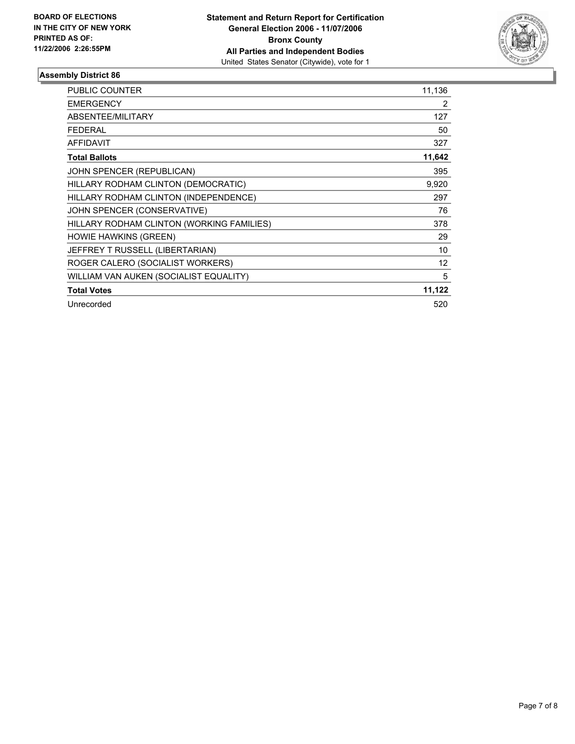**BOARD OF ELECTIONS IN THE CITY OF NEW YORK PRINTED AS OF: 11/22/2006 2:26:55PM**

**Statement and Return Report for Certification**
**General Election 2006 - 11/07/2006**
**Bronx County**
**All Parties and Independent Bodies**
United States Senator (Citywide), vote for 1

## Assembly District 86

| | |
|---|---|
| PUBLIC COUNTER | 11,136 |
| EMERGENCY | 2 |
| ABSENTEE/MILITARY | 127 |
| FEDERAL | 50 |
| AFFIDAVIT | 327 |
| **Total Ballots** | **11,642** |
| JOHN SPENCER (REPUBLICAN) | 395 |
| HILLARY RODHAM CLINTON (DEMOCRATIC) | 9,920 |
| HILLARY RODHAM CLINTON (INDEPENDENCE) | 297 |
| JOHN SPENCER (CONSERVATIVE) | 76 |
| HILLARY RODHAM CLINTON (WORKING FAMILIES) | 378 |
| HOWIE HAWKINS (GREEN) | 29 |
| JEFFREY T RUSSELL (LIBERTARIAN) | 10 |
| ROGER CALERO (SOCIALIST WORKERS) | 12 |
| WILLIAM VAN AUKEN (SOCIALIST EQUALITY) | 5 |
| **Total Votes** | **11,122** |
| Unrecorded | 520 |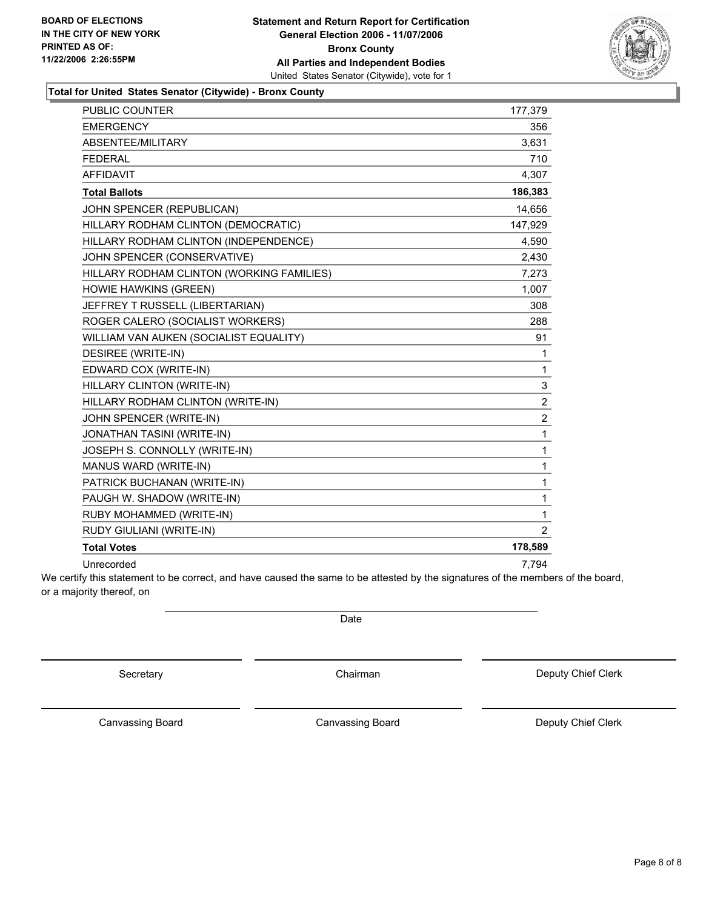**BOARD OF ELECTIONS IN THE CITY OF NEW YORK PRINTED AS OF: 11/22/2006 2:26:55PM**

**Statement and Return Report for Certification General Election 2006 - 11/07/2006 Bronx County All Parties and Independent Bodies**

United States Senator (Citywide), vote for 1

### Total for United States Senator (Citywide) - Bronx County

| | |
|---|---|
| PUBLIC COUNTER | 177,379 |
| EMERGENCY | 356 |
| ABSENTEE/MILITARY | 3,631 |
| FEDERAL | 710 |
| AFFIDAVIT | 4,307 |
| **Total Ballots** | **186,383** |
| JOHN SPENCER (REPUBLICAN) | 14,656 |
| HILLARY RODHAM CLINTON (DEMOCRATIC) | 147,929 |
| HILLARY RODHAM CLINTON (INDEPENDENCE) | 4,590 |
| JOHN SPENCER (CONSERVATIVE) | 2,430 |
| HILLARY RODHAM CLINTON (WORKING FAMILIES) | 7,273 |
| HOWIE HAWKINS (GREEN) | 1,007 |
| JEFFREY T RUSSELL (LIBERTARIAN) | 308 |
| ROGER CALERO (SOCIALIST WORKERS) | 288 |
| WILLIAM VAN AUKEN (SOCIALIST EQUALITY) | 91 |
| DESIREE (WRITE-IN) | 1 |
| EDWARD COX (WRITE-IN) | 1 |
| HILLARY CLINTON (WRITE-IN) | 3 |
| HILLARY RODHAM CLINTON (WRITE-IN) | 2 |
| JOHN SPENCER (WRITE-IN) | 2 |
| JONATHAN TASINI (WRITE-IN) | 1 |
| JOSEPH S. CONNOLLY (WRITE-IN) | 1 |
| MANUS WARD (WRITE-IN) | 1 |
| PATRICK BUCHANAN (WRITE-IN) | 1 |
| PAUGH W. SHADOW (WRITE-IN) | 1 |
| RUBY MOHAMMED (WRITE-IN) | 1 |
| RUDY GIULIANI (WRITE-IN) | 2 |
| **Total Votes** | **178,589** |
| Unrecorded | 7,794 |

We certify this statement to be correct, and have caused the same to be attested by the signatures of the members of the board, or a majority thereof, on

Date

Secretary | Chairman | Deputy Chief Clerk

Canvassing Board | Canvassing Board | Deputy Chief Clerk